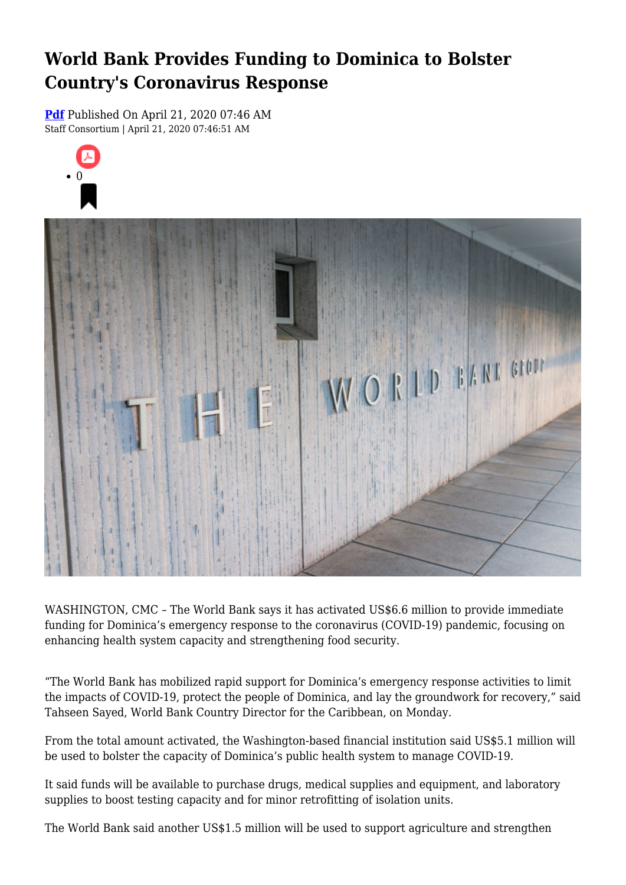# World Bank Provides Funding to Dominica to Bolster Country's Coronavirus Response

**Pdf** Published On April 21, 2020 07:46 AM
Staff Consortium | April 21, 2020 07:46:51 AM

- 0

WASHINGTON, CMC – The World Bank says it has activated US$6.6 million to provide immediate funding for Dominica's emergency response to the coronavirus (COVID-19) pandemic, focusing on enhancing health system capacity and strengthening food security.

"The World Bank has mobilized rapid support for Dominica's emergency response activities to limit the impacts of COVID-19, protect the people of Dominica, and lay the groundwork for recovery," said Tahseen Sayed, World Bank Country Director for the Caribbean, on Monday.

From the total amount activated, the Washington-based financial institution said US$5.1 million will be used to bolster the capacity of Dominica's public health system to manage COVID-19.

It said funds will be available to purchase drugs, medical supplies and equipment, and laboratory supplies to boost testing capacity and for minor retrofitting of isolation units.

The World Bank said another US$1.5 million will be used to support agriculture and strengthen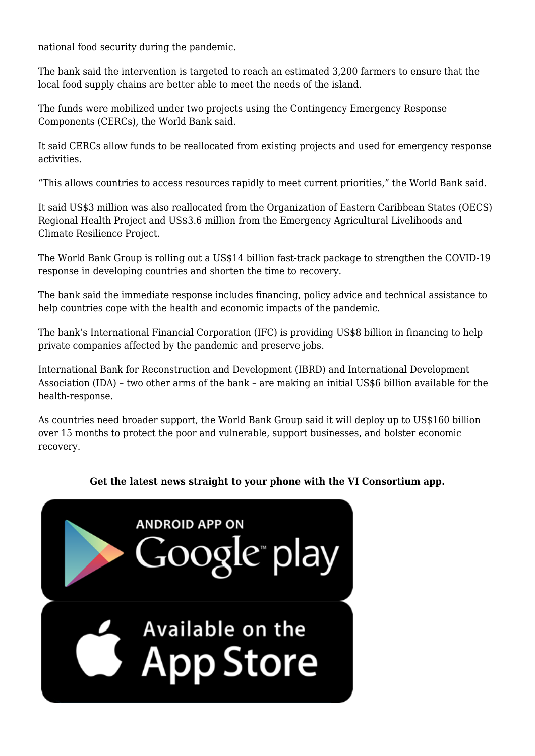national food security during the pandemic.

The bank said the intervention is targeted to reach an estimated 3,200 farmers to ensure that the local food supply chains are better able to meet the needs of the island.

The funds were mobilized under two projects using the Contingency Emergency Response Components (CERCs), the World Bank said.

It said CERCs allow funds to be reallocated from existing projects and used for emergency response activities.

"This allows countries to access resources rapidly to meet current priorities," the World Bank said.

It said US$3 million was also reallocated from the Organization of Eastern Caribbean States (OECS) Regional Health Project and US$3.6 million from the Emergency Agricultural Livelihoods and Climate Resilience Project.

The World Bank Group is rolling out a US$14 billion fast-track package to strengthen the COVID-19 response in developing countries and shorten the time to recovery.

The bank said the immediate response includes financing, policy advice and technical assistance to help countries cope with the health and economic impacts of the pandemic.

The bank's International Financial Corporation (IFC) is providing US$8 billion in financing to help private companies affected by the pandemic and preserve jobs.

International Bank for Reconstruction and Development (IBRD) and International Development Association (IDA) – two other arms of the bank – are making an initial US$6 billion available for the health-response.

As countries need broader support, the World Bank Group said it will deploy up to US$160 billion over 15 months to protect the poor and vulnerable, support businesses, and bolster economic recovery.

**Get the latest news straight to your phone with the VI Consortium app.**

ANDROID APP ON Google play

Available on the App Store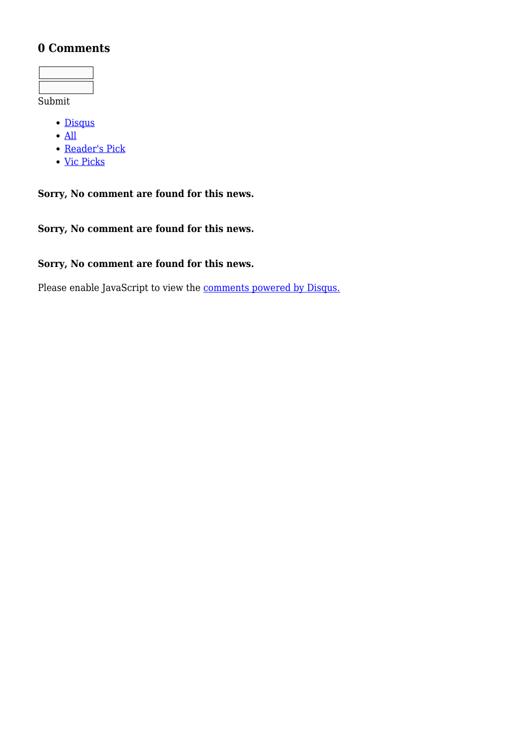### 0 Comments

Submit

- Disqus
- All
- Reader's Pick
- Vic Picks

**Sorry, No comment are found for this news.**

**Sorry, No comment are found for this news.**

**Sorry, No comment are found for this news.**

Please enable JavaScript to view the comments powered by Disqus.